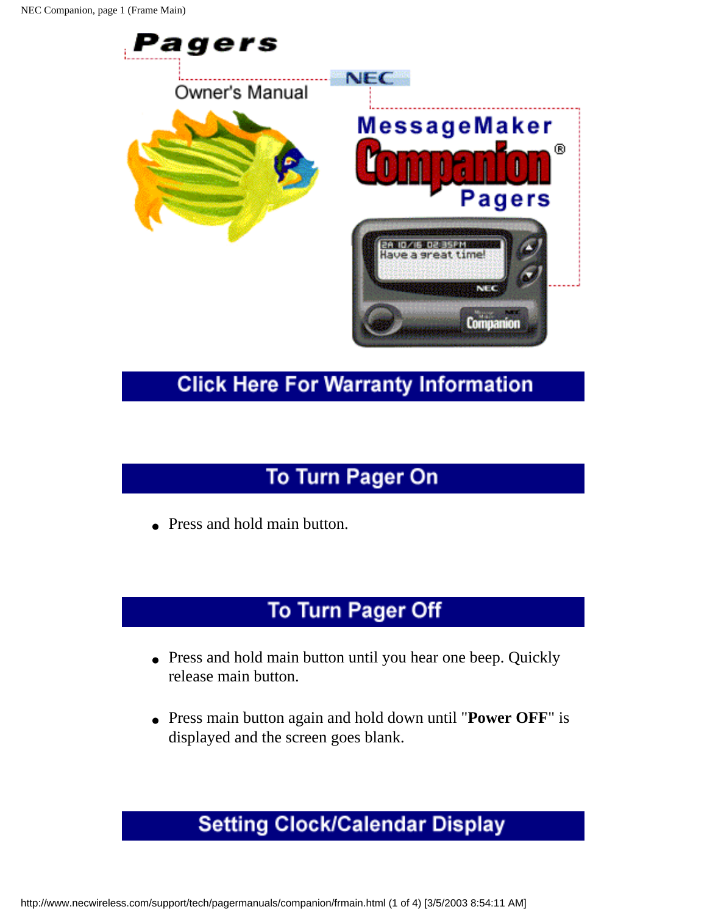# Pagers

Owner's Manual

NEC

MessageMaker Companion® Pagers

## Click Here For Warranty Information

## To Turn Pager On

- Press and hold main button.

## To Turn Pager Off

- Press and hold main button until you hear one beep. Quickly release main button.
- Press main button again and hold down until "**Power OFF**" is displayed and the screen goes blank.

## Setting Clock/Calendar Display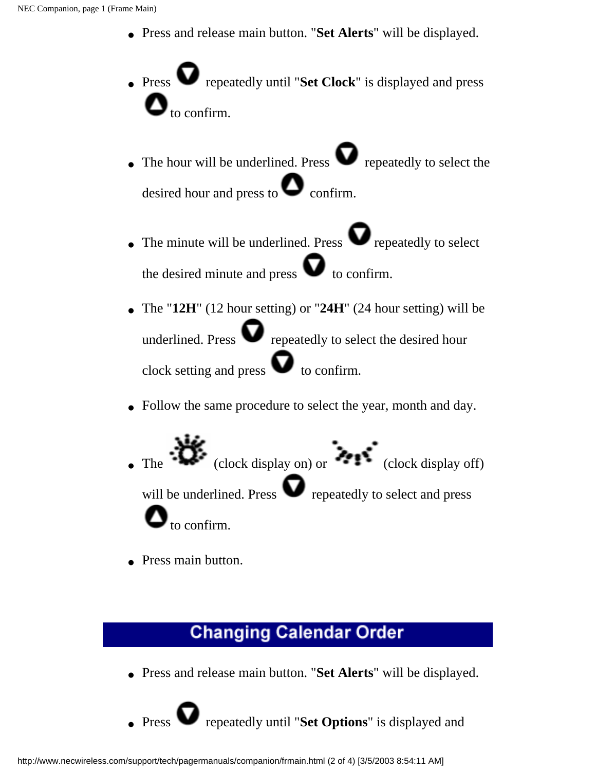- Press and release main button. "**Set Alerts**" will be displayed.
- Press ▼ repeatedly until "**Set Clock**" is displayed and press ▲ to confirm.
- The hour will be underlined. Press ▼ repeatedly to select the desired hour and press to ▲ confirm.
- The minute will be underlined. Press ▼ repeatedly to select the desired minute and press ▼ to confirm.
- The "**12H**" (12 hour setting) or "**24H**" (24 hour setting) will be underlined. Press ▼ repeatedly to select the desired hour clock setting and press ▼ to confirm.
- Follow the same procedure to select the year, month and day.
- The (clock display on) or (clock display off) will be underlined. Press ▼ repeatedly to select and press ▲ to confirm.
- Press main button.

## Changing Calendar Order

- Press and release main button. "**Set Alerts**" will be displayed.
- Press ▼ repeatedly until "**Set Options**" is displayed and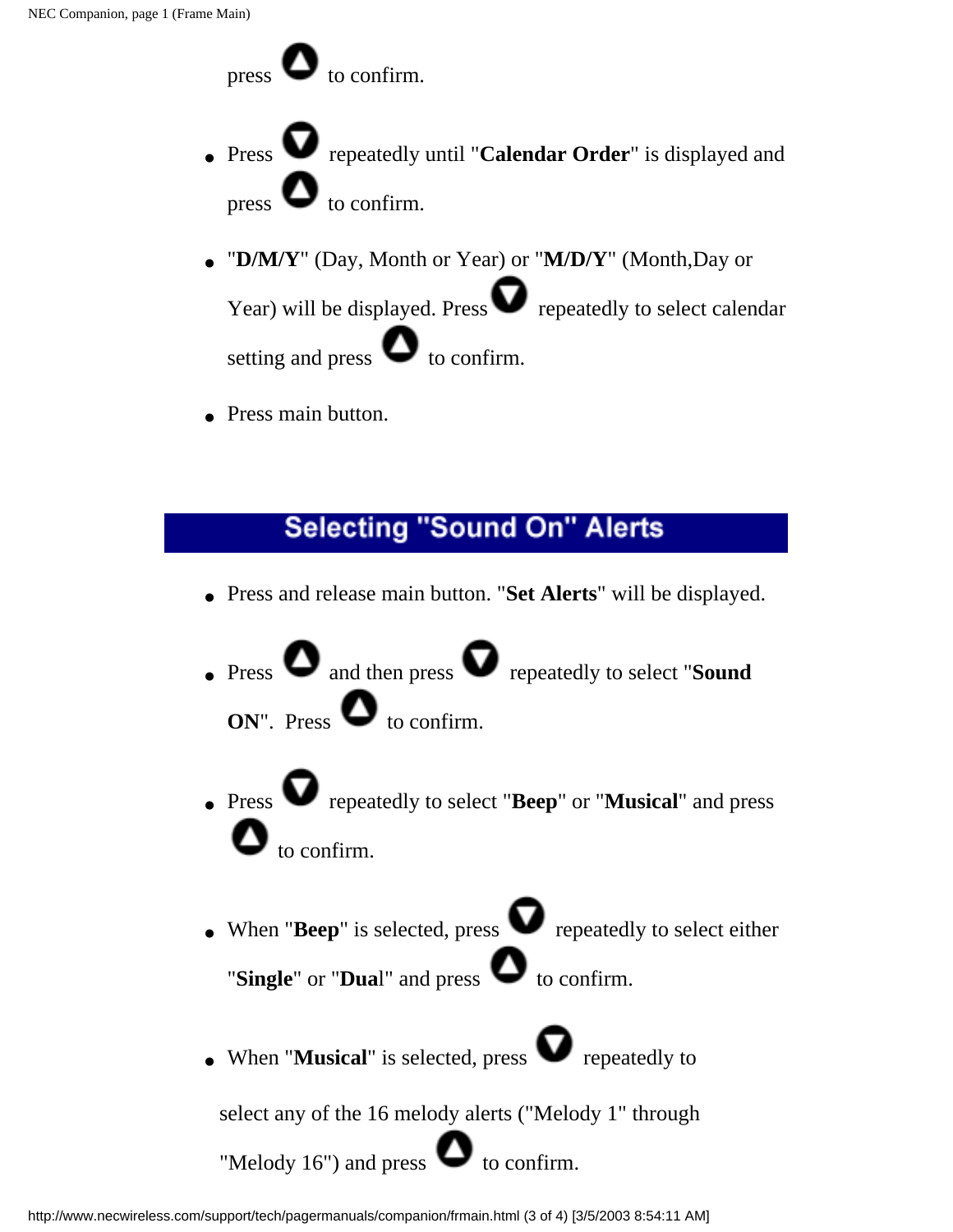press ▲ to confirm.

- Press ▼ repeatedly until "**Calendar Order**" is displayed and press ▲ to confirm.
- "**D/M/Y**" (Day, Month or Year) or "**M/D/Y**" (Month,Day or Year) will be displayed. Press ▼ repeatedly to select calendar setting and press ▲ to confirm.
- Press main button.

## Selecting "Sound On" Alerts

- Press and release main button. "**Set Alerts**" will be displayed.
- Press ▲ and then press ▼ repeatedly to select "**Sound ON**". Press ▲ to confirm.
- Press ▼ repeatedly to select "**Beep**" or "**Musical**" and press ▲ to confirm.
- When "**Beep**" is selected, press ▼ repeatedly to select either "**Single**" or "**Dual**" and press ▲ to confirm.
- When "**Musical**" is selected, press ▼ repeatedly to select any of the 16 melody alerts ("Melody 1" through "Melody 16") and press ▲ to confirm.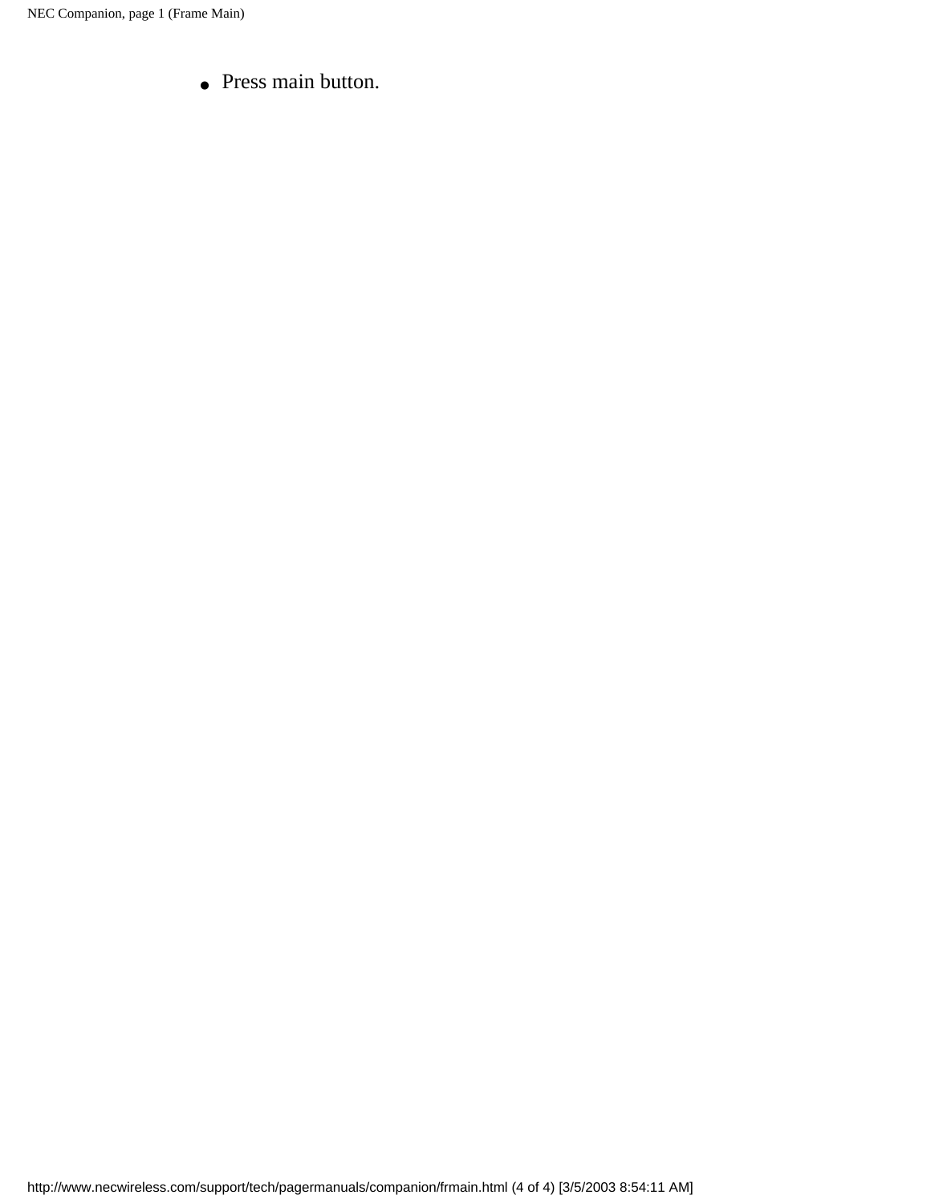- Press main button.